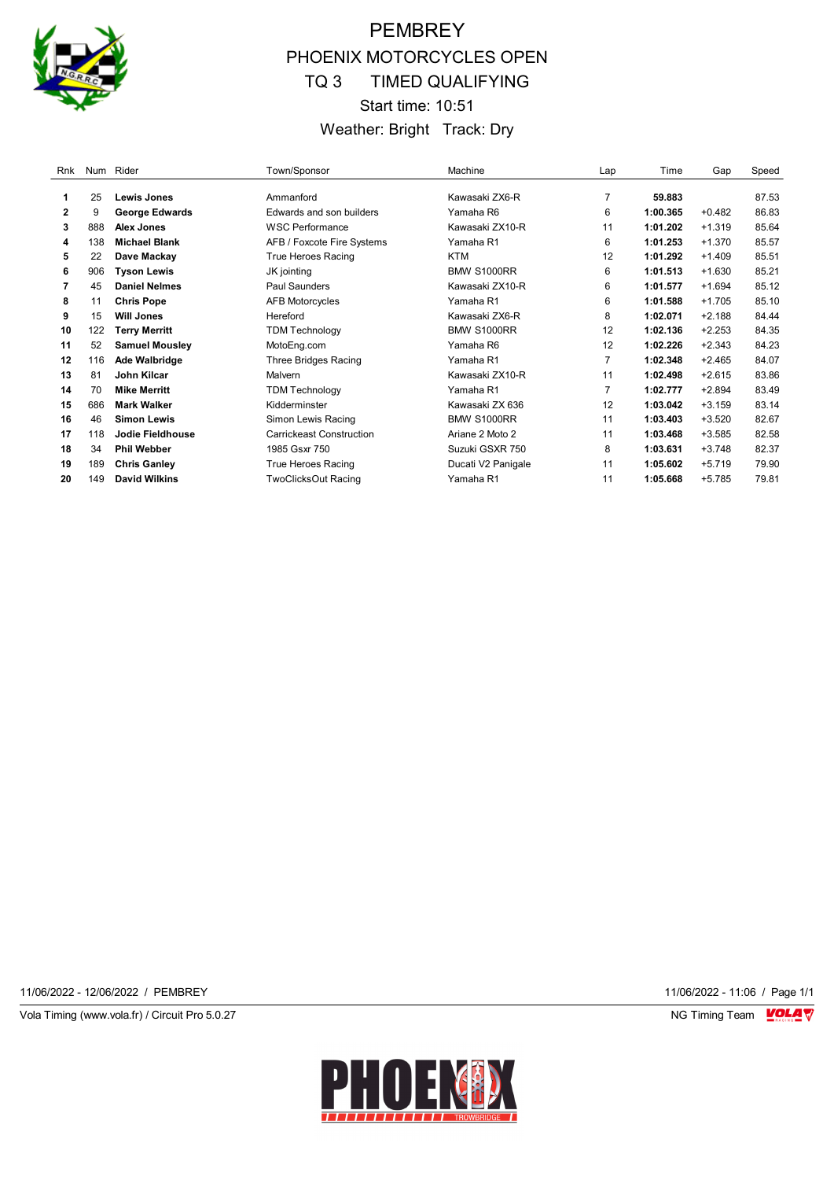# PEMBREY

## PHOENIX MOTORCYCLES OPEN

## TQ 3 TIMED QUALIFYING

Start time: 10:51

Weather: Bright Track: Dry

| Rnk | Num | Rider | Town/Sponsor | Machine | Lap | Time | Gap | Speed |
|---|---|---|---|---|---|---|---|---|
| 1 | 25 | **Lewis Jones** | Ammanford | Kawasaki ZX6-R | 7 | **59.883** | | 87.53 |
| 2 | 9 | **George Edwards** | Edwards and son builders | Yamaha R6 | 6 | **1:00.365** | +0.482 | 86.83 |
| 3 | 888 | **Alex Jones** | WSC Performance | Kawasaki ZX10-R | 11 | **1:01.202** | +1.319 | 85.64 |
| 4 | 138 | **Michael Blank** | AFB / Foxcote Fire Systems | Yamaha R1 | 6 | **1:01.253** | +1.370 | 85.57 |
| 5 | 22 | **Dave Mackay** | True Heroes Racing | KTM | 12 | **1:01.292** | +1.409 | 85.51 |
| 6 | 906 | **Tyson Lewis** | JK jointing | BMW S1000RR | 6 | **1:01.513** | +1.630 | 85.21 |
| 7 | 45 | **Daniel Nelmes** | Paul Saunders | Kawasaki ZX10-R | 6 | **1:01.577** | +1.694 | 85.12 |
| 8 | 11 | **Chris Pope** | AFB Motorcycles | Yamaha R1 | 6 | **1:01.588** | +1.705 | 85.10 |
| 9 | 15 | **Will Jones** | Hereford | Kawasaki ZX6-R | 8 | **1:02.071** | +2.188 | 84.44 |
| 10 | 122 | **Terry Merritt** | TDM Technology | BMW S1000RR | 12 | **1:02.136** | +2.253 | 84.35 |
| 11 | 52 | **Samuel Mousley** | MotoEng.com | Yamaha R6 | 12 | **1:02.226** | +2.343 | 84.23 |
| 12 | 116 | **Ade Walbridge** | Three Bridges Racing | Yamaha R1 | 7 | **1:02.348** | +2.465 | 84.07 |
| 13 | 81 | **John Kilcar** | Malvern | Kawasaki ZX10-R | 11 | **1:02.498** | +2.615 | 83.86 |
| 14 | 70 | **Mike Merritt** | TDM Technology | Yamaha R1 | 7 | **1:02.777** | +2.894 | 83.49 |
| 15 | 686 | **Mark Walker** | Kidderminster | Kawasaki ZX 636 | 12 | **1:03.042** | +3.159 | 83.14 |
| 16 | 46 | **Simon Lewis** | Simon Lewis Racing | BMW S1000RR | 11 | **1:03.403** | +3.520 | 82.67 |
| 17 | 118 | **Jodie Fieldhouse** | Carrickeast Construction | Ariane 2 Moto 2 | 11 | **1:03.468** | +3.585 | 82.58 |
| 18 | 34 | **Phil Webber** | 1985 Gsxr 750 | Suzuki GSXR 750 | 8 | **1:03.631** | +3.748 | 82.37 |
| 19 | 189 | **Chris Ganley** | True Heroes Racing | Ducati V2 Panigale | 11 | **1:05.602** | +5.719 | 79.90 |
| 20 | 149 | **David Wilkins** | TwoClicksOut Racing | Yamaha R1 | 11 | **1:05.668** | +5.785 | 79.81 |

11/06/2022 - 12/06/2022 / PEMBREY

11/06/2022 - 11:06 / Page 1/1

Vola Timing (www.vola.fr) / Circuit Pro 5.0.27

NG Timing Team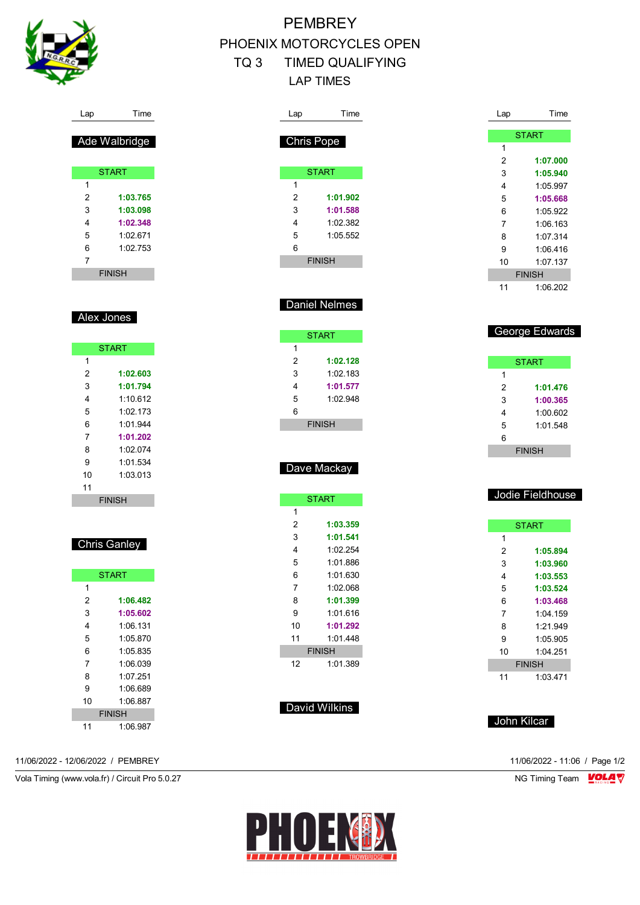# PEMBREY

# PHOENIX MOTORCYCLES OPEN

## TQ 3 TIMED QUALIFYING

## LAP TIMES

### (continued from previous page)

| Lap | Time |
|---|---|
| START | |
| 1 | |
| 2 | **1:07.000** |
| 3 | **1:05.940** |
| 4 | 1:05.997 |
| 5 | **1:05.668** |
| 6 | 1:05.922 |
| 7 | 1:06.163 |
| 8 | 1:07.314 |
| 9 | 1:06.416 |
| 10 | 1:07.137 |
| FINISH | |
| 11 | 1:06.202 |

### Ade Walbridge

| Lap | Time |
|---|---|
| START | |
| 1 | |
| 2 | **1:03.765** |
| 3 | **1:03.098** |
| 4 | **1:02.348** |
| 5 | 1:02.671 |
| 6 | 1:02.753 |
| 7 | |
| FINISH | |

### Alex Jones

| Lap | Time |
|---|---|
| START | |
| 1 | |
| 2 | **1:02.603** |
| 3 | **1:01.794** |
| 4 | 1:10.612 |
| 5 | 1:02.173 |
| 6 | 1:01.944 |
| 7 | **1:01.202** |
| 8 | 1:02.074 |
| 9 | 1:01.534 |
| 10 | 1:03.013 |
| 11 | |
| FINISH | |

### Chris Ganley

| Lap | Time |
|---|---|
| START | |
| 1 | |
| 2 | **1:06.482** |
| 3 | **1:05.602** |
| 4 | 1:06.131 |
| 5 | 1:05.870 |
| 6 | 1:05.835 |
| 7 | 1:06.039 |
| 8 | 1:07.251 |
| 9 | 1:06.689 |
| 10 | 1:06.887 |
| FINISH | |
| 11 | 1:06.987 |

### Chris Pope

| Lap | Time |
|---|---|
| START | |
| 1 | |
| 2 | **1:01.902** |
| 3 | **1:01.588** |
| 4 | 1:02.382 |
| 5 | 1:05.552 |
| 6 | |
| FINISH | |

### Daniel Nelmes

| Lap | Time |
|---|---|
| START | |
| 1 | |
| 2 | **1:02.128** |
| 3 | 1:02.183 |
| 4 | **1:01.577** |
| 5 | 1:02.948 |
| 6 | |
| FINISH | |

### Dave Mackay

| Lap | Time |
|---|---|
| START | |
| 1 | |
| 2 | **1:03.359** |
| 3 | **1:01.541** |
| 4 | 1:02.254 |
| 5 | 1:01.886 |
| 6 | 1:01.630 |
| 7 | 1:02.068 |
| 8 | **1:01.399** |
| 9 | 1:01.616 |
| 10 | **1:01.292** |
| 11 | 1:01.448 |
| FINISH | |
| 12 | 1:01.389 |

### David Wilkins

### George Edwards

| Lap | Time |
|---|---|
| START | |
| 1 | |
| 2 | **1:01.476** |
| 3 | **1:00.365** |
| 4 | 1:00.602 |
| 5 | 1:01.548 |
| 6 | |
| FINISH | |

### Jodie Fieldhouse

| Lap | Time |
|---|---|
| START | |
| 1 | |
| 2 | **1:05.894** |
| 3 | **1:03.960** |
| 4 | **1:03.553** |
| 5 | **1:03.524** |
| 6 | **1:03.468** |
| 7 | 1:04.159 |
| 8 | 1:21.949 |
| 9 | 1:05.905 |
| 10 | 1:04.251 |
| FINISH | |
| 11 | 1:03.471 |

### John Kilcar

11/06/2022 - 12/06/2022 / PEMBREY

11/06/2022 - 11:06

Vola Timing (www.vola.fr) / Circuit Pro 5.0.27

NG Timing Team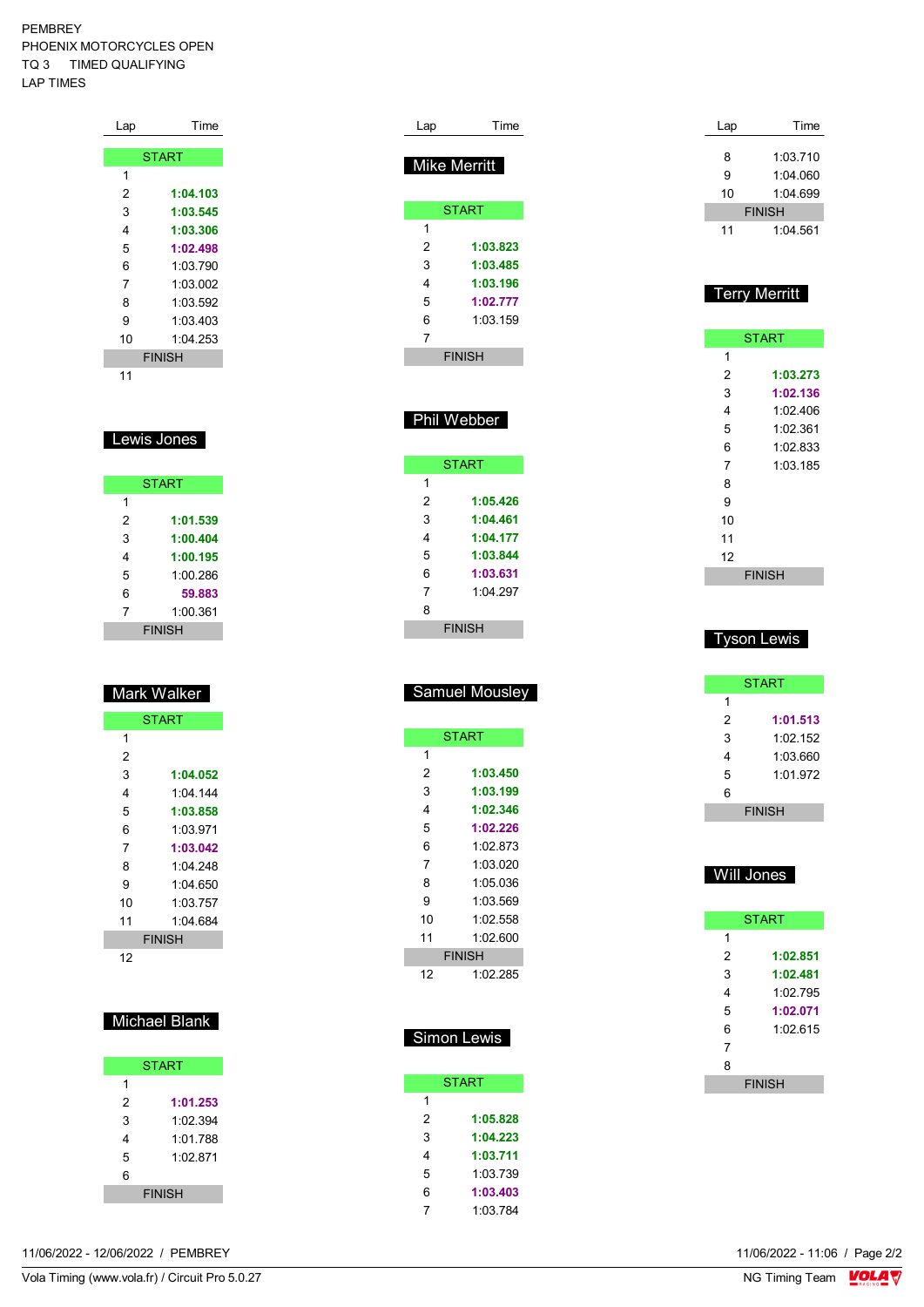PEMBREY
PHOENIX MOTORCYCLES OPEN
TQ 3 TIMED QUALIFYING
LAP TIMES

| Lap | Time |
|---|---|
| START | |
| 1 | |
| 2 | **1:04.103** |
| 3 | **1:03.545** |
| 4 | **1:03.306** |
| 5 | **1:02.498** |
| 6 | 1:03.790 |
| 7 | 1:03.002 |
| 8 | 1:03.592 |
| 9 | 1:03.403 |
| 10 | 1:04.253 |
| FINISH | |
| 11 | |

## Lewis Jones

| Lap | Time |
|---|---|
| START | |
| 1 | |
| 2 | **1:01.539** |
| 3 | **1:00.404** |
| 4 | **1:00.195** |
| 5 | 1:00.286 |
| 6 | **59.883** |
| 7 | 1:00.361 |
| FINISH | |

## Mark Walker

| Lap | Time |
|---|---|
| START | |
| 1 | |
| 2 | |
| 3 | **1:04.052** |
| 4 | 1:04.144 |
| 5 | **1:03.858** |
| 6 | 1:03.971 |
| 7 | **1:03.042** |
| 8 | 1:04.248 |
| 9 | 1:04.650 |
| 10 | 1:03.757 |
| 11 | 1:04.684 |
| FINISH | |
| 12 | |

## Michael Blank

| Lap | Time |
|---|---|
| START | |
| 1 | |
| 2 | **1:01.253** |
| 3 | 1:02.394 |
| 4 | 1:01.788 |
| 5 | 1:02.871 |
| 6 | |
| FINISH | |

## Mike Merritt

| Lap | Time |
|---|---|
| START | |
| 1 | |
| 2 | **1:03.823** |
| 3 | **1:03.485** |
| 4 | **1:03.196** |
| 5 | **1:02.777** |
| 6 | 1:03.159 |
| 7 | |
| FINISH | |

## Phil Webber

| Lap | Time |
|---|---|
| START | |
| 1 | |
| 2 | **1:05.426** |
| 3 | **1:04.461** |
| 4 | **1:04.177** |
| 5 | **1:03.844** |
| 6 | **1:03.631** |
| 7 | 1:04.297 |
| 8 | |
| FINISH | |

## Samuel Mousley

| Lap | Time |
|---|---|
| START | |
| 1 | |
| 2 | **1:03.450** |
| 3 | **1:03.199** |
| 4 | **1:02.346** |
| 5 | **1:02.226** |
| 6 | 1:02.873 |
| 7 | 1:03.020 |
| 8 | 1:05.036 |
| 9 | 1:03.569 |
| 10 | 1:02.558 |
| 11 | 1:02.600 |
| FINISH | |
| 12 | 1:02.285 |

## Simon Lewis

| Lap | Time |
|---|---|
| START | |
| 1 | |
| 2 | **1:05.828** |
| 3 | **1:04.223** |
| 4 | **1:03.711** |
| 5 | 1:03.739 |
| 6 | **1:03.403** |
| 7 | 1:03.784 |
| 8 | 1:03.710 |
| 9 | 1:04.060 |
| 10 | 1:04.699 |
| FINISH | |
| 11 | 1:04.561 |

## Terry Merritt

| Lap | Time |
|---|---|
| START | |
| 1 | |
| 2 | **1:03.273** |
| 3 | **1:02.136** |
| 4 | 1:02.406 |
| 5 | 1:02.361 |
| 6 | 1:02.833 |
| 7 | 1:03.185 |
| 8 | |
| 9 | |
| 10 | |
| 11 | |
| 12 | |
| FINISH | |

## Tyson Lewis

| Lap | Time |
|---|---|
| START | |
| 1 | |
| 2 | **1:01.513** |
| 3 | 1:02.152 |
| 4 | 1:03.660 |
| 5 | 1:01.972 |
| 6 | |
| FINISH | |

## Will Jones

| Lap | Time |
|---|---|
| START | |
| 1 | |
| 2 | **1:02.851** |
| 3 | **1:02.481** |
| 4 | 1:02.795 |
| 5 | **1:02.071** |
| 6 | 1:02.615 |
| 7 | |
| 8 | |
| FINISH | |

11/06/2022 - 12/06/2022 / PEMBREY

11/06/2022 - 11:06

Vola Timing (www.vola.fr) / Circuit Pro 5.0.27

NG Timing Team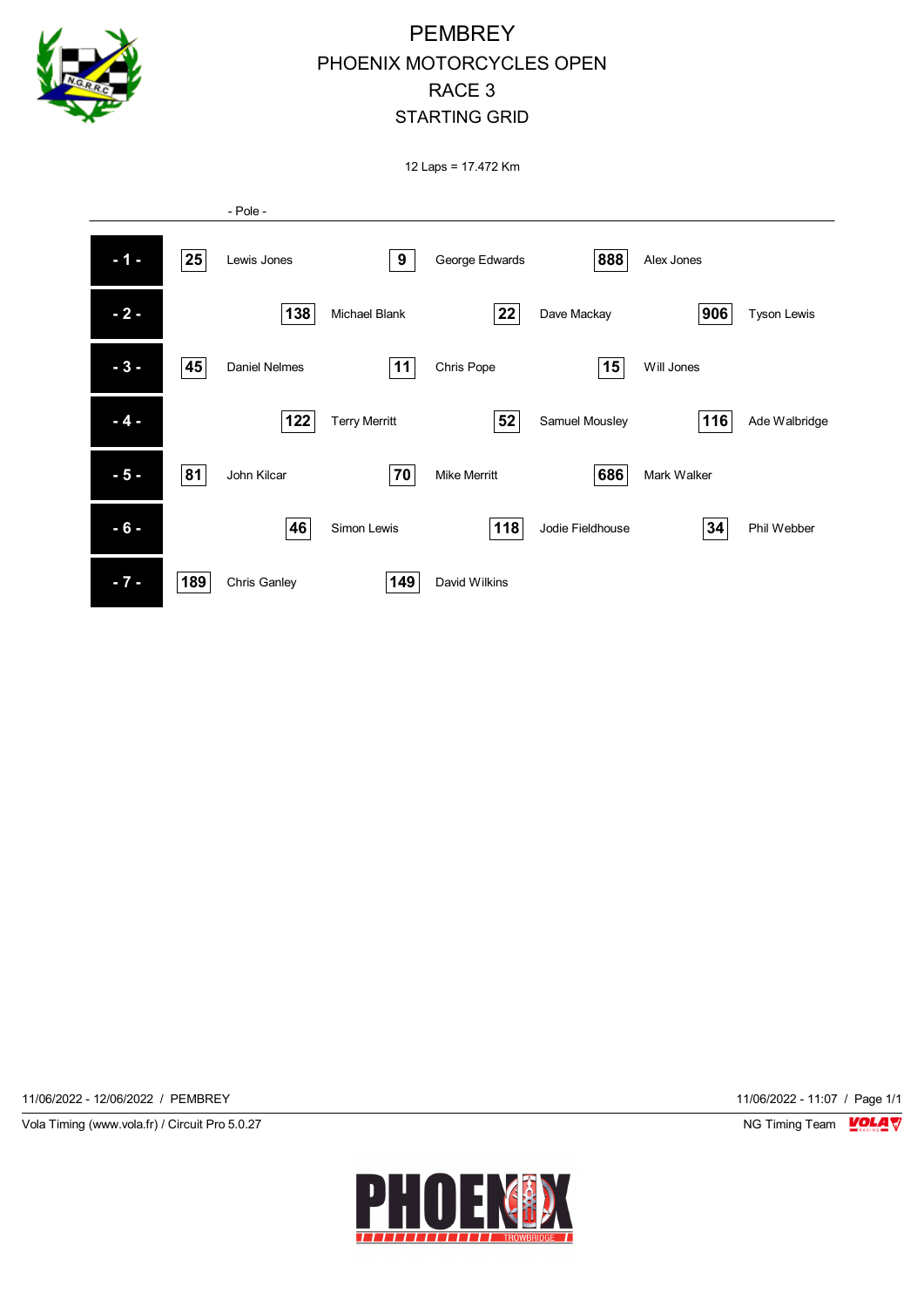# PEMBREY
# PHOENIX MOTORCYCLES OPEN
# RACE 3
# STARTING GRID

12 Laps = 17.472 Km

- Pole -

| Row | No. | Rider | No. | Rider | No. | Rider |
|---|---|---|---|---|---|---|
| - 1 - | 25 | Lewis Jones | 9 | George Edwards | 888 | Alex Jones |
| - 2 - | 138 | Michael Blank | 22 | Dave Mackay | 906 | Tyson Lewis |
| - 3 - | 45 | Daniel Nelmes | 11 | Chris Pope | 15 | Will Jones |
| - 4 - | 122 | Terry Merritt | 52 | Samuel Mousley | 116 | Ade Walbridge |
| - 5 - | 81 | John Kilcar | 70 | Mike Merritt | 686 | Mark Walker |
| - 6 - | 46 | Simon Lewis | 118 | Jodie Fieldhouse | 34 | Phil Webber |
| - 7 - | 189 | Chris Ganley | 149 | David Wilkins | | |

11/06/2022 - 12/06/2022 / PEMBREY

11/06/2022 - 11:07 / Page 1/1

Vola Timing (www.vola.fr) / Circuit Pro 5.0.27

NG Timing Team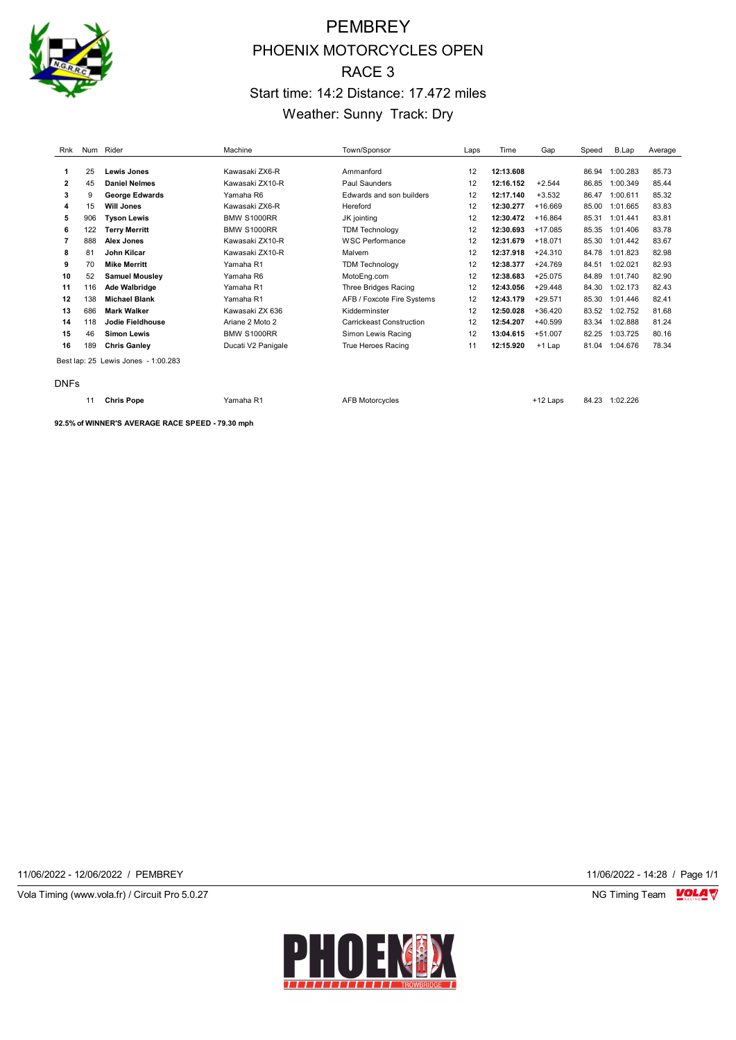# PEMBREY

# PHOENIX MOTORCYCLES OPEN

# RACE 3

## Start time: 14:2 Distance: 17.472 miles

## Weather: Sunny Track: Dry

| Rnk | Num | Rider | Machine | Town/Sponsor | Laps | Time | Gap | Speed | B.Lap | Average |
|---|---|---|---|---|---|---|---|---|---|---|
| **1** | 25 | **Lewis Jones** | Kawasaki ZX6-R | Ammanford | 12 | **12:13.608** | | 86.94 | 1:00.283 | 85.73 |
| **2** | 45 | **Daniel Nelmes** | Kawasaki ZX10-R | Paul Saunders | 12 | **12:16.152** | +2.544 | 86.85 | 1:00.349 | 85.44 |
| **3** | 9 | **George Edwards** | Yamaha R6 | Edwards and son builders | 12 | **12:17.140** | +3.532 | 86.47 | 1:00.611 | 85.32 |
| **4** | 15 | **Will Jones** | Kawasaki ZX6-R | Hereford | 12 | **12:30.277** | +16.669 | 85.00 | 1:01.665 | 83.83 |
| **5** | 906 | **Tyson Lewis** | BMW S1000RR | JK jointing | 12 | **12:30.472** | +16.864 | 85.31 | 1:01.441 | 83.81 |
| **6** | 122 | **Terry Merritt** | BMW S1000RR | TDM Technology | 12 | **12:30.693** | +17.085 | 85.35 | 1:01.406 | 83.78 |
| **7** | 888 | **Alex Jones** | Kawasaki ZX10-R | WSC Performance | 12 | **12:31.679** | +18.071 | 85.30 | 1:01.442 | 83.67 |
| **8** | 81 | **John Kilcar** | Kawasaki ZX10-R | Malvern | 12 | **12:37.918** | +24.310 | 84.78 | 1:01.823 | 82.98 |
| **9** | 70 | **Mike Merritt** | Yamaha R1 | TDM Technology | 12 | **12:38.377** | +24.769 | 84.51 | 1:02.021 | 82.93 |
| **10** | 52 | **Samuel Mousley** | Yamaha R6 | MotoEng.com | 12 | **12:38.683** | +25.075 | 84.89 | 1:01.740 | 82.90 |
| **11** | 116 | **Ade Walbridge** | Yamaha R1 | Three Bridges Racing | 12 | **12:43.056** | +29.448 | 84.30 | 1:02.173 | 82.43 |
| **12** | 138 | **Michael Blank** | Yamaha R1 | AFB / Foxcote Fire Systems | 12 | **12:43.179** | +29.571 | 85.30 | 1:01.446 | 82.41 |
| **13** | 686 | **Mark Walker** | Kawasaki ZX 636 | Kidderminster | 12 | **12:50.028** | +36.420 | 83.52 | 1:02.752 | 81.68 |
| **14** | 118 | **Jodie Fieldhouse** | Ariane 2 Moto 2 | Carrickeast Construction | 12 | **12:54.207** | +40.599 | 83.34 | 1:02.888 | 81.24 |
| **15** | 46 | **Simon Lewis** | BMW S1000RR | Simon Lewis Racing | 12 | **13:04.615** | +51.007 | 82.25 | 1:03.725 | 80.16 |
| **16** | 189 | **Chris Ganley** | Ducati V2 Panigale | True Heroes Racing | 11 | **12:15.920** | +1 Lap | 81.04 | 1:04.676 | 78.34 |

Best lap: 25 Lewis Jones - 1:00.283

DNFs

| Rnk | Num | Rider | Machine | Town/Sponsor | Laps | Time | Gap | Speed | B.Lap | Average |
|---|---|---|---|---|---|---|---|---|---|---|
| | 11 | **Chris Pope** | Yamaha R1 | AFB Motorcycles | | | +12 Laps | 84.23 | 1:02.226 | |

**92.5% of WINNER'S AVERAGE RACE SPEED - 79.30 mph**

11/06/2022 - 12/06/2022 / PEMBREY

11/06/2022 - 14:28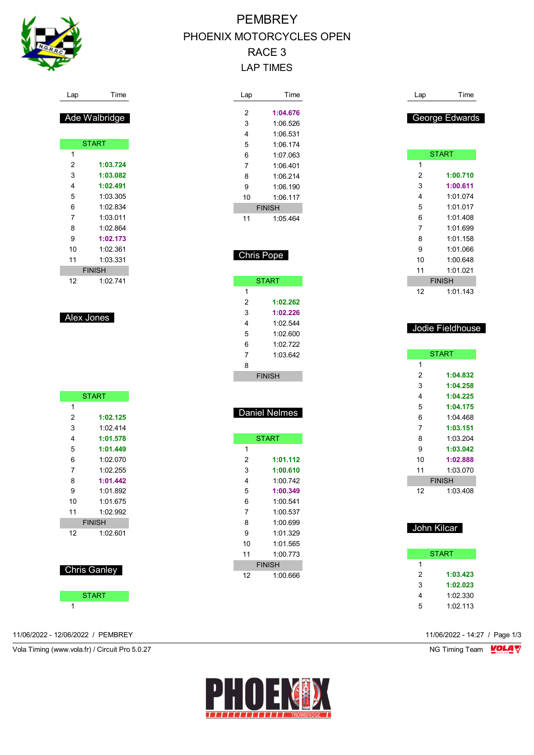# PEMBREY
# PHOENIX MOTORCYCLES OPEN
# RACE 3
# LAP TIMES

## Ade Walbridge

| Lap | Time |
|---|---|
| START | |
| 1 | |
| 2 | **1:03.724** |
| 3 | **1:03.082** |
| 4 | **1:02.491** |
| 5 | 1:03.305 |
| 6 | 1:02.834 |
| 7 | 1:03.011 |
| 8 | 1:02.864 |
| 9 | **1:02.173** |
| 10 | 1:02.361 |
| 11 | 1:03.331 |
| FINISH | |
| 12 | 1:02.741 |

## Alex Jones

| Lap | Time |
|---|---|
| START | |
| 1 | |
| 2 | **1:02.125** |
| 3 | 1:02.414 |
| 4 | **1:01.578** |
| 5 | **1:01.449** |
| 6 | 1:02.070 |
| 7 | 1:02.255 |
| 8 | **1:01.442** |
| 9 | 1:01.892 |
| 10 | 1:01.675 |
| 11 | 1:02.992 |
| FINISH | |
| 12 | 1:02.601 |

## Chris Ganley

| Lap | Time |
|---|---|
| START | |
| 1 | |
| 2 | **1:04.676** |
| 3 | 1:06.526 |
| 4 | 1:06.531 |
| 5 | 1:06.174 |
| 6 | 1:07.063 |
| 7 | 1:06.401 |
| 8 | 1:06.214 |
| 9 | 1:06.190 |
| 10 | 1:06.117 |
| FINISH | |
| 11 | 1:05.464 |

## Chris Pope

| Lap | Time |
|---|---|
| START | |
| 1 | |
| 2 | **1:02.262** |
| 3 | **1:02.226** |
| 4 | 1:02.544 |
| 5 | 1:02.600 |
| 6 | 1:02.722 |
| 7 | 1:03.642 |
| 8 | |
| FINISH | |

## Daniel Nelmes

| Lap | Time |
|---|---|
| START | |
| 1 | |
| 2 | **1:01.112** |
| 3 | **1:00.610** |
| 4 | 1:00.742 |
| 5 | **1:00.349** |
| 6 | 1:00.541 |
| 7 | 1:00.537 |
| 8 | 1:00.699 |
| 9 | 1:01.329 |
| 10 | 1:01.565 |
| 11 | 1:00.773 |
| FINISH | |
| 12 | 1:00.666 |

## George Edwards

| Lap | Time |
|---|---|
| START | |
| 1 | |
| 2 | **1:00.710** |
| 3 | **1:00.611** |
| 4 | 1:01.074 |
| 5 | 1:01.017 |
| 6 | 1:01.408 |
| 7 | 1:01.699 |
| 8 | 1:01.158 |
| 9 | 1:01.066 |
| 10 | 1:00.648 |
| 11 | 1:01.021 |
| FINISH | |
| 12 | 1:01.143 |

## Jodie Fieldhouse

| Lap | Time |
|---|---|
| START | |
| 1 | |
| 2 | **1:04.832** |
| 3 | **1:04.258** |
| 4 | **1:04.225** |
| 5 | **1:04.175** |
| 6 | 1:04.468 |
| 7 | **1:03.151** |
| 8 | 1:03.204 |
| 9 | **1:03.042** |
| 10 | **1:02.888** |
| 11 | 1:03.070 |
| FINISH | |
| 12 | 1:03.408 |

## John Kilcar

| Lap | Time |
|---|---|
| START | |
| 1 | |
| 2 | **1:03.423** |
| 3 | **1:02.023** |
| 4 | 1:02.330 |
| 5 | 1:02.113 |

11/06/2022 - 12/06/2022 / PEMBREY

Vola Timing (www.vola.fr) / Circuit Pro 5.0.27

11/06/2022 - 14:27

NG Timing Team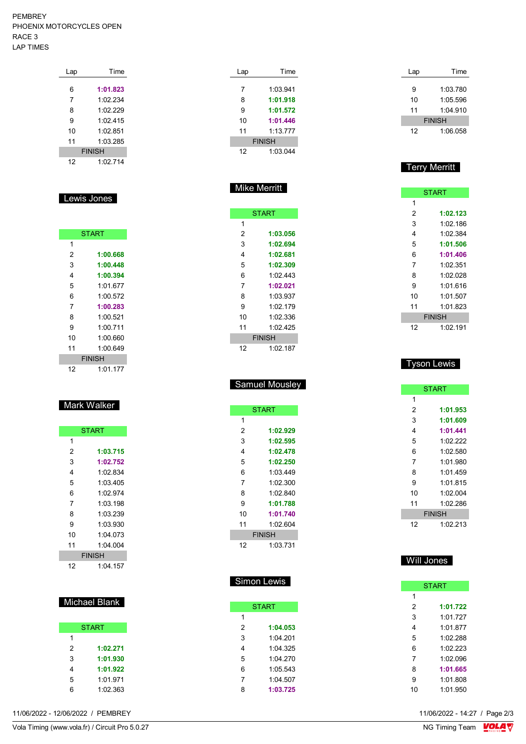PEMBREY
PHOENIX MOTORCYCLES OPEN
RACE 3
LAP TIMES

| Lap | Time |
|---|---|
| 6 | **1:01.823** |
| 7 | 1:02.234 |
| 8 | 1:02.229 |
| 9 | 1:02.415 |
| 10 | 1:02.851 |
| 11 | 1:03.285 |
| FINISH | |
| 12 | 1:02.714 |

## Lewis Jones

| Lap | Time |
|---|---|
| START | |
| 1 | |
| 2 | **1:00.668** |
| 3 | **1:00.448** |
| 4 | **1:00.394** |
| 5 | 1:01.677 |
| 6 | 1:00.572 |
| 7 | **1:00.283** |
| 8 | 1:00.521 |
| 9 | 1:00.711 |
| 10 | 1:00.660 |
| 11 | 1:00.649 |
| FINISH | |
| 12 | 1:01.177 |

## Mark Walker

| Lap | Time |
|---|---|
| START | |
| 1 | |
| 2 | **1:03.715** |
| 3 | **1:02.752** |
| 4 | 1:02.834 |
| 5 | 1:03.405 |
| 6 | 1:02.974 |
| 7 | 1:03.198 |
| 8 | 1:03.239 |
| 9 | 1:03.930 |
| 10 | 1:04.073 |
| 11 | 1:04.004 |
| FINISH | |
| 12 | 1:04.157 |

## Michael Blank

| Lap | Time |
|---|---|
| START | |
| 1 | |
| 2 | **1:02.271** |
| 3 | **1:01.930** |
| 4 | **1:01.922** |
| 5 | 1:01.971 |
| 6 | 1:02.363 |

| Lap | Time |
|---|---|
| 7 | 1:03.941 |
| 8 | **1:01.918** |
| 9 | **1:01.572** |
| 10 | **1:01.446** |
| 11 | 1:13.777 |
| FINISH | |
| 12 | 1:03.044 |

## Mike Merritt

| Lap | Time |
|---|---|
| START | |
| 1 | |
| 2 | **1:03.056** |
| 3 | **1:02.694** |
| 4 | **1:02.681** |
| 5 | **1:02.309** |
| 6 | 1:02.443 |
| 7 | **1:02.021** |
| 8 | 1:03.937 |
| 9 | 1:02.179 |
| 10 | 1:02.336 |
| 11 | 1:02.425 |
| FINISH | |
| 12 | 1:02.187 |

## Samuel Mousley

| Lap | Time |
|---|---|
| START | |
| 1 | |
| 2 | **1:02.929** |
| 3 | **1:02.595** |
| 4 | **1:02.478** |
| 5 | **1:02.250** |
| 6 | 1:03.449 |
| 7 | 1:02.300 |
| 8 | 1:02.840 |
| 9 | **1:01.788** |
| 10 | **1:01.740** |
| 11 | 1:02.604 |
| FINISH | |
| 12 | 1:03.731 |

## Simon Lewis

| Lap | Time |
|---|---|
| START | |
| 1 | |
| 2 | **1:04.053** |
| 3 | 1:04.201 |
| 4 | 1:04.325 |
| 5 | 1:04.270 |
| 6 | 1:05.543 |
| 7 | 1:04.507 |
| 8 | **1:03.725** |

| Lap | Time |
|---|---|
| 9 | 1:03.780 |
| 10 | 1:05.596 |
| 11 | 1:04.910 |
| FINISH | |
| 12 | 1:06.058 |

## Terry Merritt

| Lap | Time |
|---|---|
| START | |
| 1 | |
| 2 | **1:02.123** |
| 3 | 1:02.186 |
| 4 | 1:02.384 |
| 5 | **1:01.506** |
| 6 | **1:01.406** |
| 7 | 1:02.351 |
| 8 | 1:02.028 |
| 9 | 1:01.616 |
| 10 | 1:01.507 |
| 11 | 1:01.823 |
| FINISH | |
| 12 | 1:02.191 |

## Tyson Lewis

| Lap | Time |
|---|---|
| START | |
| 1 | |
| 2 | **1:01.953** |
| 3 | **1:01.609** |
| 4 | **1:01.441** |
| 5 | 1:02.222 |
| 6 | 1:02.580 |
| 7 | 1:01.980 |
| 8 | 1:01.459 |
| 9 | 1:01.815 |
| 10 | 1:02.004 |
| 11 | 1:02.286 |
| FINISH | |
| 12 | 1:02.213 |

## Will Jones

| Lap | Time |
|---|---|
| START | |
| 1 | |
| 2 | **1:01.722** |
| 3 | 1:01.727 |
| 4 | 1:01.877 |
| 5 | 1:02.288 |
| 6 | 1:02.223 |
| 7 | 1:02.096 |
| 8 | **1:01.665** |
| 9 | 1:01.808 |
| 10 | 1:01.950 |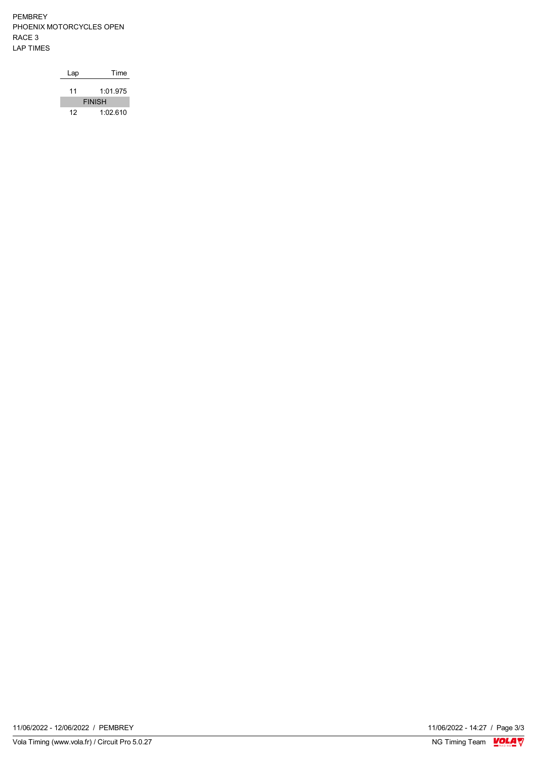PEMBREY
PHOENIX MOTORCYCLES OPEN
RACE 3
LAP TIMES

| Lap | Time |
| --- | --- |
| 11 | 1:01.975 |
| FINISH | |
| 12 | 1:02.610 |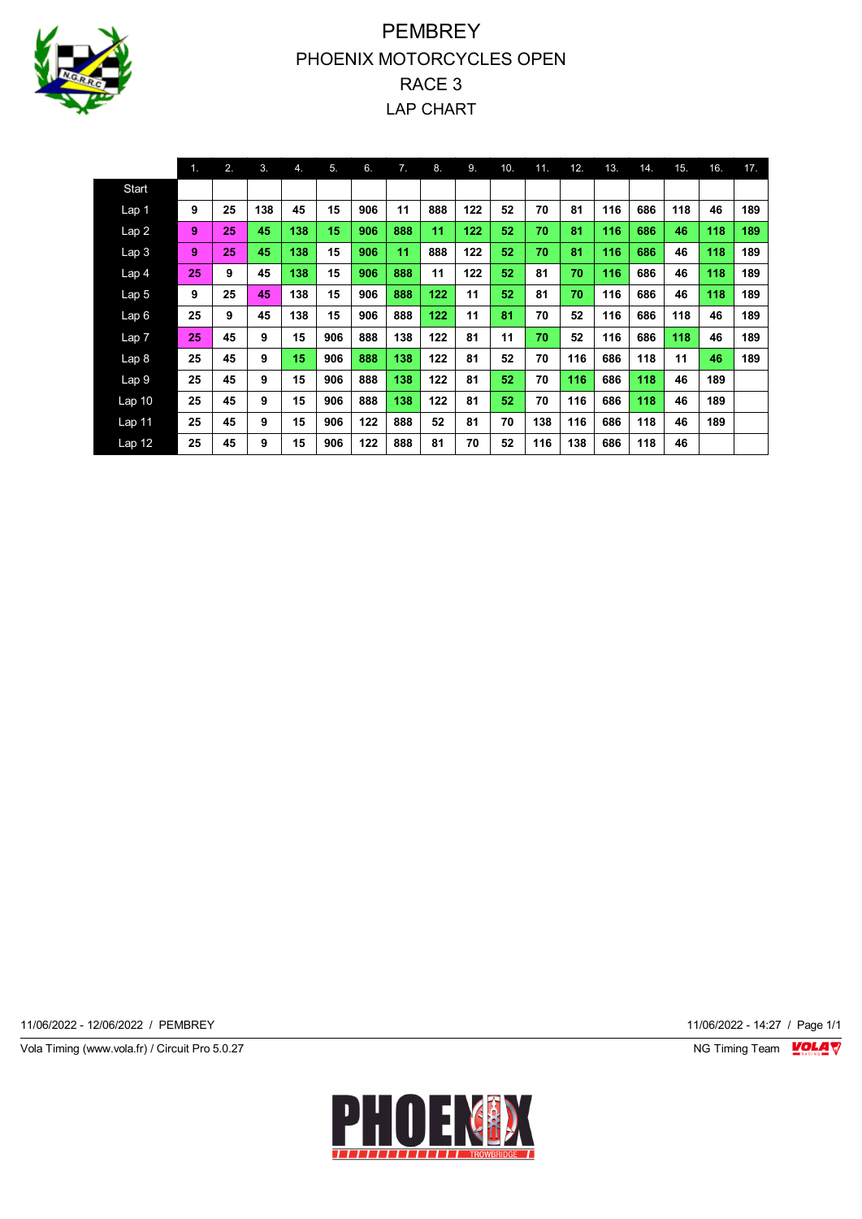# PEMBREY
# PHOENIX MOTORCYCLES OPEN
# RACE 3
# LAP CHART

| | 1. | 2. | 3. | 4. | 5. | 6. | 7. | 8. | 9. | 10. | 11. | 12. | 13. | 14. | 15. | 16. | 17. |
|---|---|---|---|---|---|---|---|---|---|---|---|---|---|---|---|---|---|
| Start | | | | | | | | | | | | | | | | | |
| Lap 1 | 9 | 25 | 138 | 45 | 15 | 906 | 11 | 888 | 122 | 52 | 70 | 81 | 116 | 686 | 118 | 46 | 189 |
| Lap 2 | 9 | 25 | 45 | 138 | 15 | 906 | 888 | 11 | 122 | 52 | 70 | 81 | 116 | 686 | 46 | 118 | 189 |
| Lap 3 | 9 | 25 | 45 | 138 | 15 | 906 | 11 | 888 | 122 | 52 | 70 | 81 | 116 | 686 | 46 | 118 | 189 |
| Lap 4 | 25 | 9 | 45 | 138 | 15 | 906 | 888 | 11 | 122 | 52 | 81 | 70 | 116 | 686 | 46 | 118 | 189 |
| Lap 5 | 9 | 25 | 45 | 138 | 15 | 906 | 888 | 122 | 11 | 52 | 81 | 70 | 116 | 686 | 46 | 118 | 189 |
| Lap 6 | 25 | 9 | 45 | 138 | 15 | 906 | 888 | 122 | 11 | 81 | 70 | 52 | 116 | 686 | 118 | 46 | 189 |
| Lap 7 | 25 | 45 | 9 | 15 | 906 | 888 | 138 | 122 | 81 | 11 | 70 | 52 | 116 | 686 | 118 | 46 | 189 |
| Lap 8 | 25 | 45 | 9 | 15 | 906 | 888 | 138 | 122 | 81 | 52 | 70 | 116 | 686 | 118 | 11 | 46 | 189 |
| Lap 9 | 25 | 45 | 9 | 15 | 906 | 888 | 138 | 122 | 81 | 52 | 70 | 116 | 686 | 118 | 46 | 189 | |
| Lap 10 | 25 | 45 | 9 | 15 | 906 | 888 | 138 | 122 | 81 | 52 | 70 | 116 | 686 | 118 | 46 | 189 | |
| Lap 11 | 25 | 45 | 9 | 15 | 906 | 122 | 888 | 52 | 81 | 70 | 138 | 116 | 686 | 118 | 46 | 189 | |
| Lap 12 | 25 | 45 | 9 | 15 | 906 | 122 | 888 | 81 | 70 | 52 | 116 | 138 | 686 | 118 | 46 | | |

11/06/2022 - 12/06/2022 / PEMBREY

11/06/2022 - 14:27 / Page 1/1

Vola Timing (www.vola.fr) / Circuit Pro 5.0.27

NG Timing Team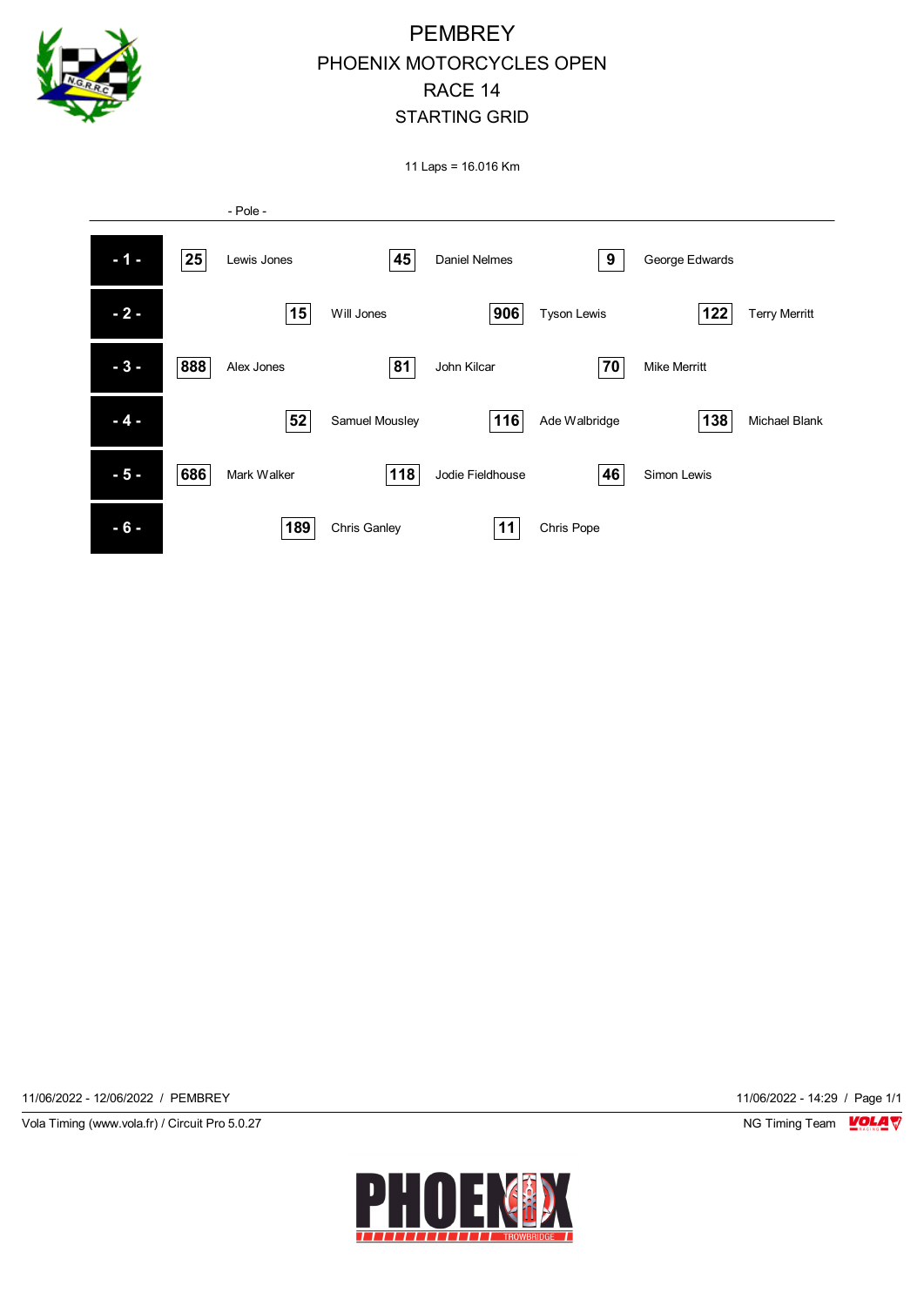# PEMBREY

## PHOENIX MOTORCYCLES OPEN

## RACE 14

## STARTING GRID

11 Laps = 16.016 Km

- Pole -

| Row | | | | | | | | |
|---|---|---|---|---|---|---|---|---|
| - 1 - | 25 | Lewis Jones | 45 | Daniel Nelmes | 9 | George Edwards | | |
| - 2 - | | | 15 | Will Jones | 906 | Tyson Lewis | 122 | Terry Merritt |
| - 3 - | 888 | Alex Jones | 81 | John Kilcar | 70 | Mike Merritt | | |
| - 4 - | | | 52 | Samuel Mousley | 116 | Ade Walbridge | 138 | Michael Blank |
| - 5 - | 686 | Mark Walker | 118 | Jodie Fieldhouse | 46 | Simon Lewis | | |
| - 6 - | | | 189 | Chris Ganley | 11 | Chris Pope | | |

11/06/2022 - 12/06/2022 / PEMBREY

11/06/2022 - 14:29

Vola Timing (www.vola.fr) / Circuit Pro 5.0.27

NG Timing Team